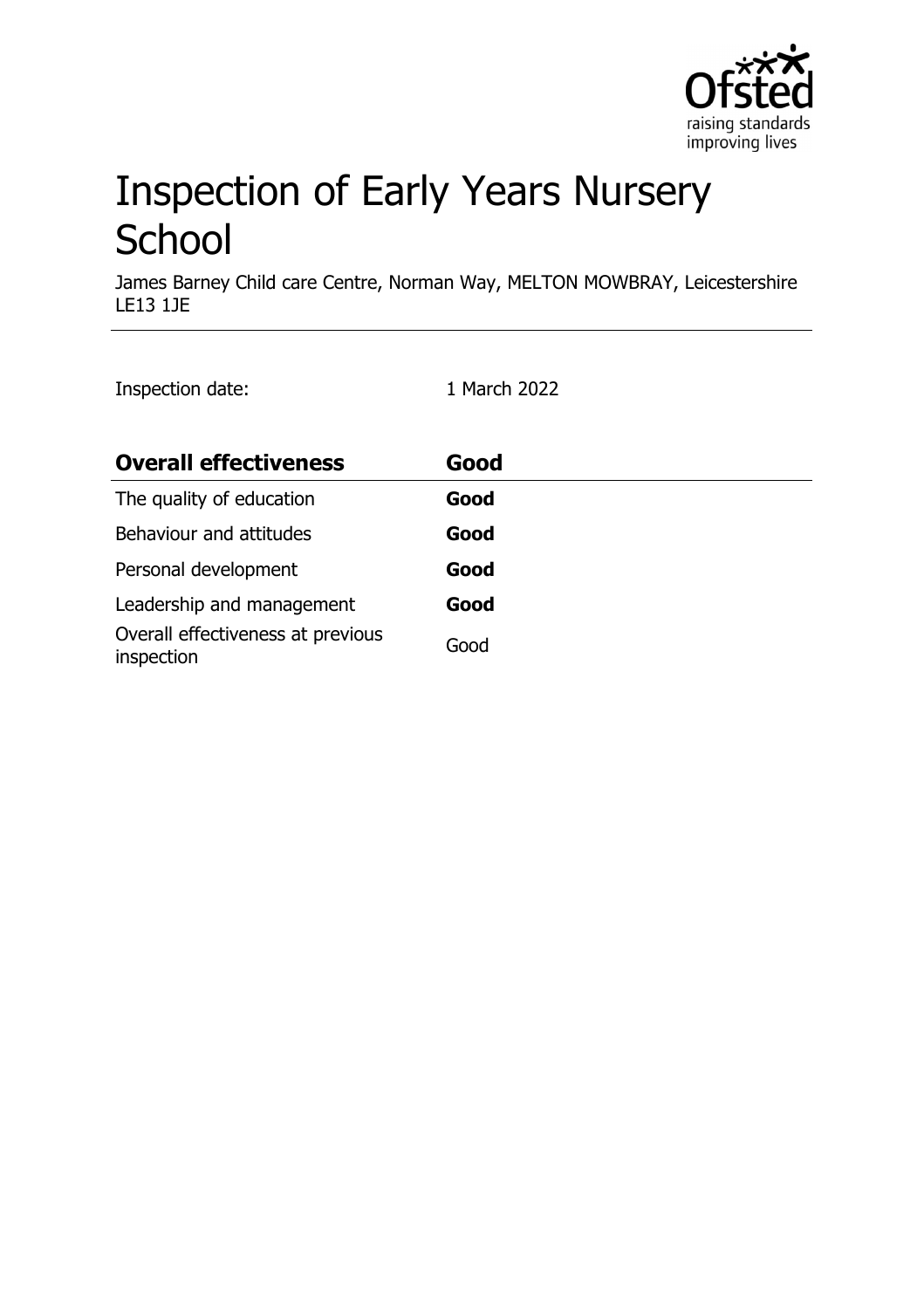# Inspection of Early Years Nursery School

James Barney Child care Centre, Norman Way, MELTON MOWBRAY, Leicestershire LE13 1JE

Inspection date: 1 March 2022

| **Overall effectiveness** | **Good** |
|---|---|
| The quality of education | **Good** |
| Behaviour and attitudes | **Good** |
| Personal development | **Good** |
| Leadership and management | **Good** |
| Overall effectiveness at previous inspection | Good |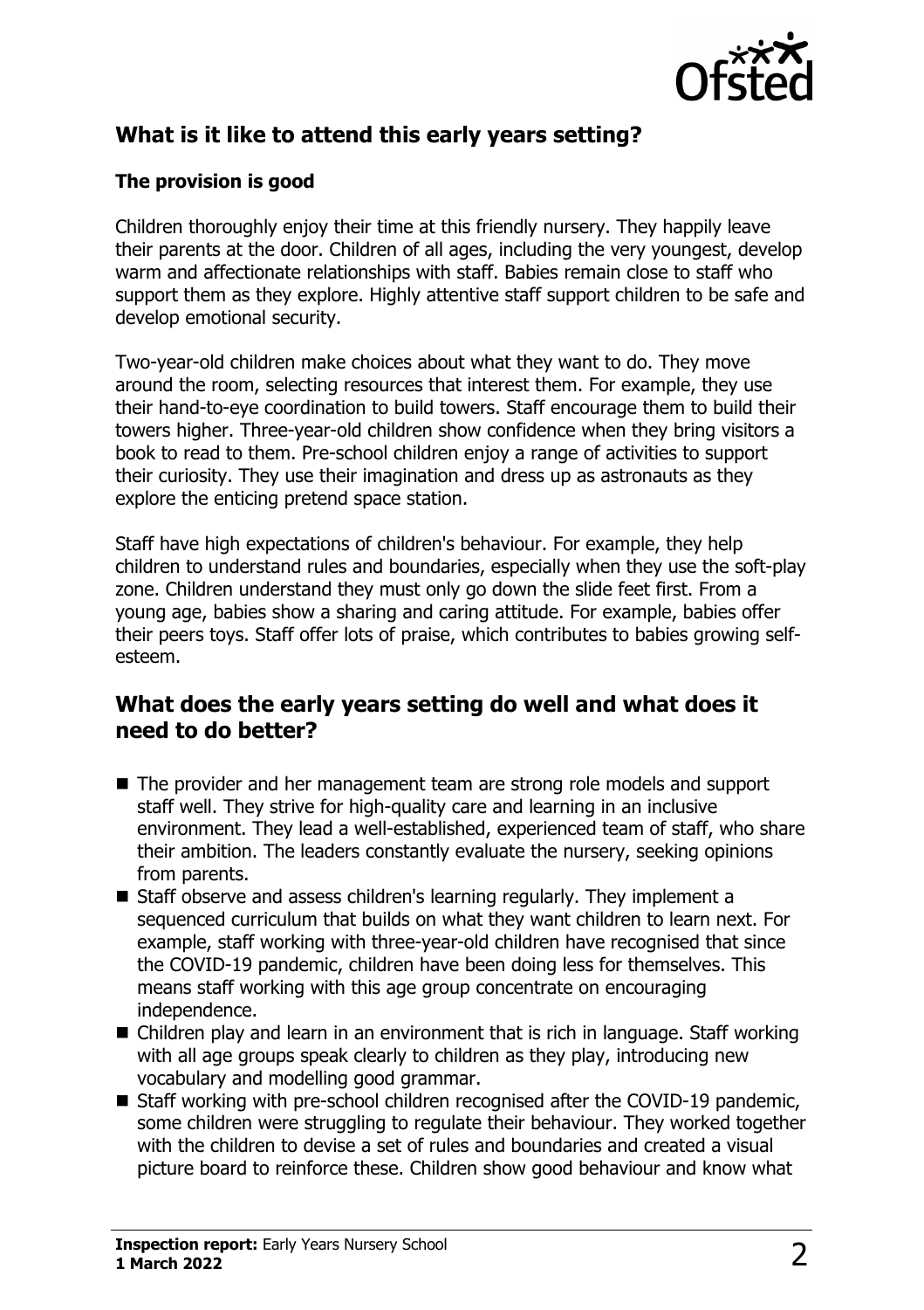## What is it like to attend this early years setting?

### The provision is good

Children thoroughly enjoy their time at this friendly nursery. They happily leave their parents at the door. Children of all ages, including the very youngest, develop warm and affectionate relationships with staff. Babies remain close to staff who support them as they explore. Highly attentive staff support children to be safe and develop emotional security.

Two-year-old children make choices about what they want to do. They move around the room, selecting resources that interest them. For example, they use their hand-to-eye coordination to build towers. Staff encourage them to build their towers higher. Three-year-old children show confidence when they bring visitors a book to read to them. Pre-school children enjoy a range of activities to support their curiosity. They use their imagination and dress up as astronauts as they explore the enticing pretend space station.

Staff have high expectations of children's behaviour. For example, they help children to understand rules and boundaries, especially when they use the soft-play zone. Children understand they must only go down the slide feet first. From a young age, babies show a sharing and caring attitude. For example, babies offer their peers toys. Staff offer lots of praise, which contributes to babies growing self-esteem.

## What does the early years setting do well and what does it need to do better?

- The provider and her management team are strong role models and support staff well. They strive for high-quality care and learning in an inclusive environment. They lead a well-established, experienced team of staff, who share their ambition. The leaders constantly evaluate the nursery, seeking opinions from parents.
- Staff observe and assess children's learning regularly. They implement a sequenced curriculum that builds on what they want children to learn next. For example, staff working with three-year-old children have recognised that since the COVID-19 pandemic, children have been doing less for themselves. This means staff working with this age group concentrate on encouraging independence.
- Children play and learn in an environment that is rich in language. Staff working with all age groups speak clearly to children as they play, introducing new vocabulary and modelling good grammar.
- Staff working with pre-school children recognised after the COVID-19 pandemic, some children were struggling to regulate their behaviour. They worked together with the children to devise a set of rules and boundaries and created a visual picture board to reinforce these. Children show good behaviour and know what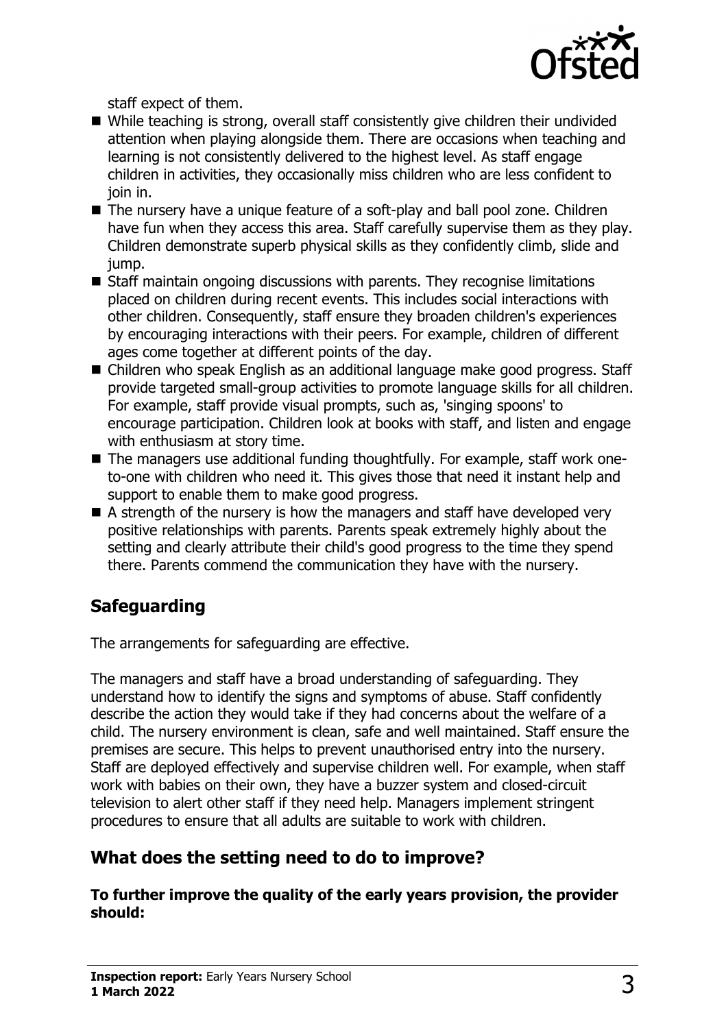staff expect of them.

- While teaching is strong, overall staff consistently give children their undivided attention when playing alongside them. There are occasions when teaching and learning is not consistently delivered to the highest level. As staff engage children in activities, they occasionally miss children who are less confident to join in.
- The nursery have a unique feature of a soft-play and ball pool zone. Children have fun when they access this area. Staff carefully supervise them as they play. Children demonstrate superb physical skills as they confidently climb, slide and jump.
- Staff maintain ongoing discussions with parents. They recognise limitations placed on children during recent events. This includes social interactions with other children. Consequently, staff ensure they broaden children's experiences by encouraging interactions with their peers. For example, children of different ages come together at different points of the day.
- Children who speak English as an additional language make good progress. Staff provide targeted small-group activities to promote language skills for all children. For example, staff provide visual prompts, such as, 'singing spoons' to encourage participation. Children look at books with staff, and listen and engage with enthusiasm at story time.
- The managers use additional funding thoughtfully. For example, staff work one-to-one with children who need it. This gives those that need it instant help and support to enable them to make good progress.
- A strength of the nursery is how the managers and staff have developed very positive relationships with parents. Parents speak extremely highly about the setting and clearly attribute their child's good progress to the time they spend there. Parents commend the communication they have with the nursery.

## Safeguarding

The arrangements for safeguarding are effective.

The managers and staff have a broad understanding of safeguarding. They understand how to identify the signs and symptoms of abuse. Staff confidently describe the action they would take if they had concerns about the welfare of a child. The nursery environment is clean, safe and well maintained. Staff ensure the premises are secure. This helps to prevent unauthorised entry into the nursery. Staff are deployed effectively and supervise children well. For example, when staff work with babies on their own, they have a buzzer system and closed-circuit television to alert other staff if they need help. Managers implement stringent procedures to ensure that all adults are suitable to work with children.

## What does the setting need to do to improve?

**To further improve the quality of the early years provision, the provider should:**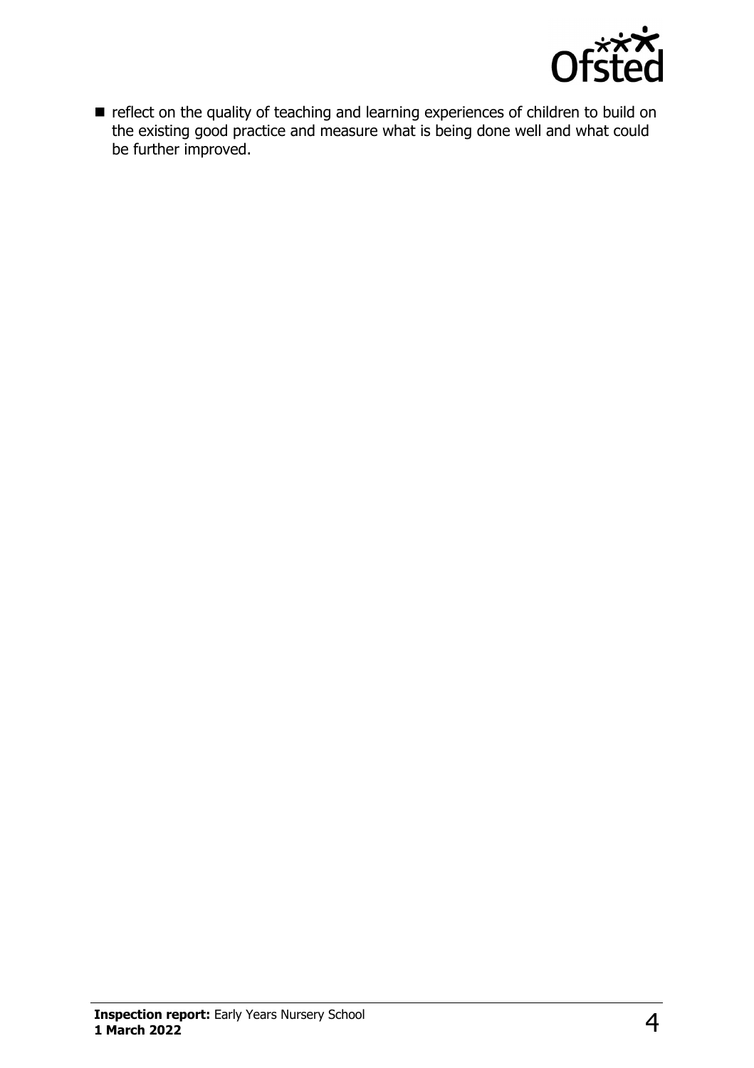- reflect on the quality of teaching and learning experiences of children to build on the existing good practice and measure what is being done well and what could be further improved.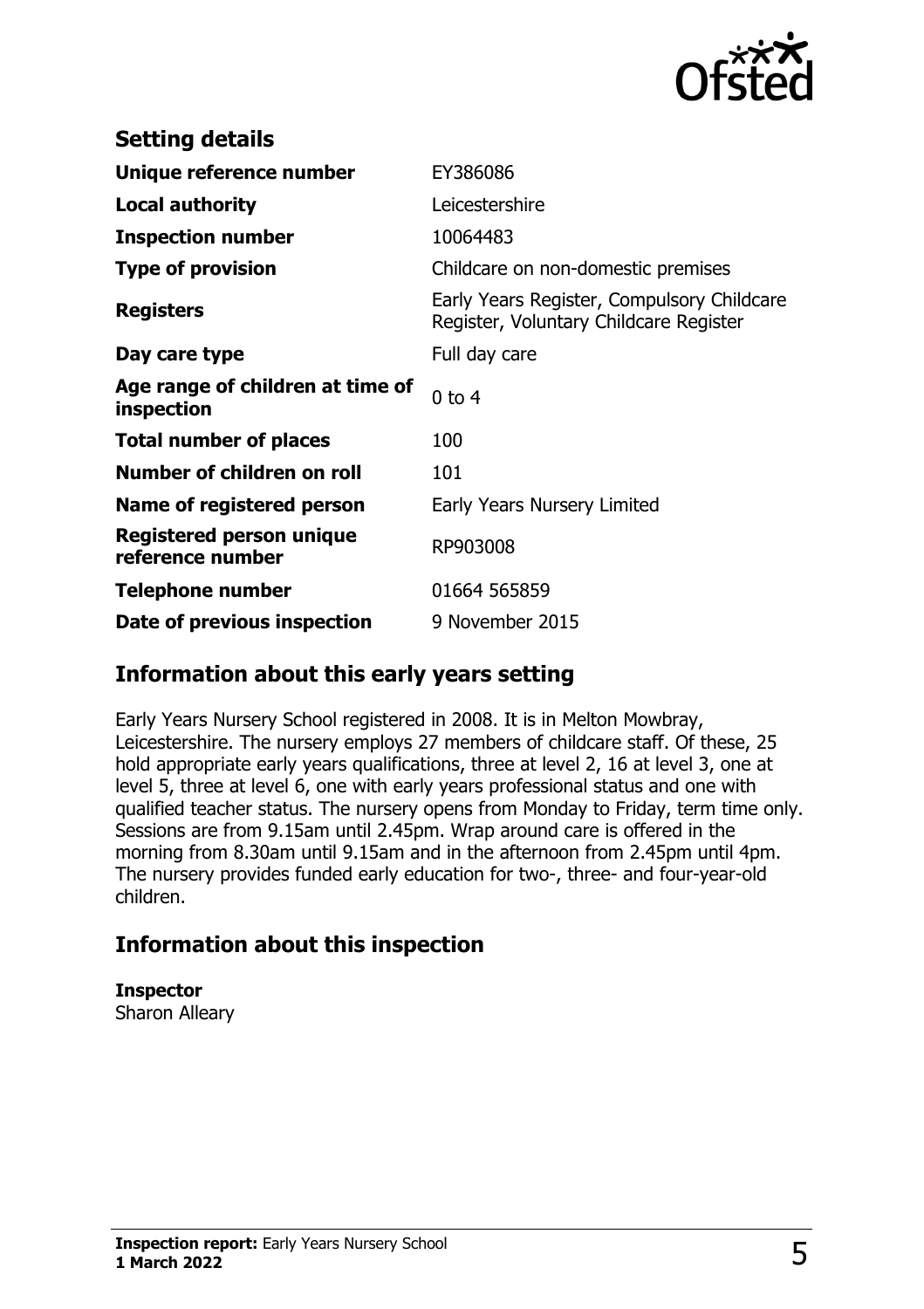## Setting details

| | |
|---|---|
| **Unique reference number** | EY386086 |
| **Local authority** | Leicestershire |
| **Inspection number** | 10064483 |
| **Type of provision** | Childcare on non-domestic premises |
| **Registers** | Early Years Register, Compulsory Childcare Register, Voluntary Childcare Register |
| **Day care type** | Full day care |
| **Age range of children at time of inspection** | 0 to 4 |
| **Total number of places** | 100 |
| **Number of children on roll** | 101 |
| **Name of registered person** | Early Years Nursery Limited |
| **Registered person unique reference number** | RP903008 |
| **Telephone number** | 01664 565859 |
| **Date of previous inspection** | 9 November 2015 |

## Information about this early years setting

Early Years Nursery School registered in 2008. It is in Melton Mowbray, Leicestershire. The nursery employs 27 members of childcare staff. Of these, 25 hold appropriate early years qualifications, three at level 2, 16 at level 3, one at level 5, three at level 6, one with early years professional status and one with qualified teacher status. The nursery opens from Monday to Friday, term time only. Sessions are from 9.15am until 2.45pm. Wrap around care is offered in the morning from 8.30am until 9.15am and in the afternoon from 2.45pm until 4pm. The nursery provides funded early education for two-, three- and four-year-old children.

## Information about this inspection

**Inspector**
Sharon Alleary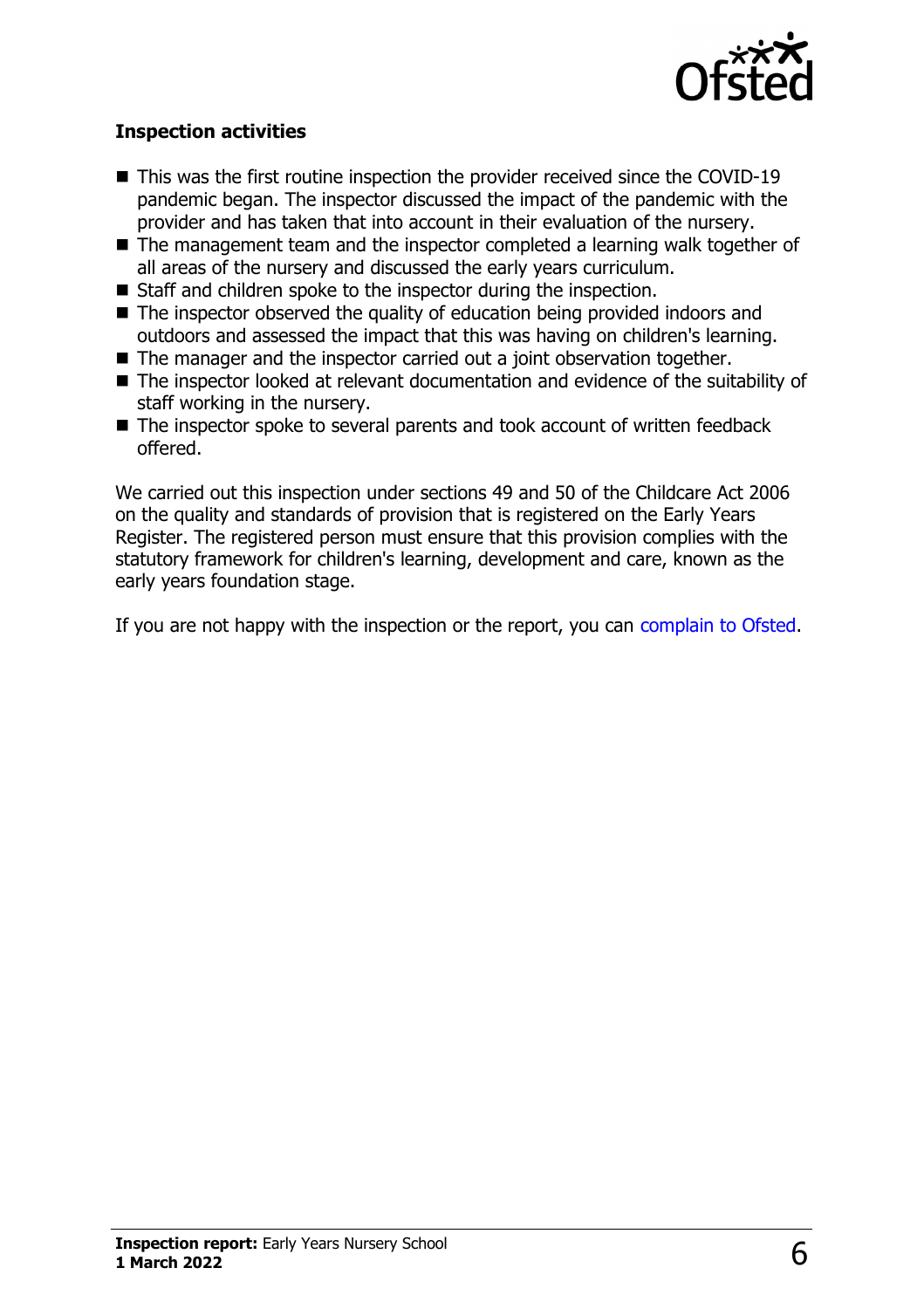### Inspection activities

- This was the first routine inspection the provider received since the COVID-19 pandemic began. The inspector discussed the impact of the pandemic with the provider and has taken that into account in their evaluation of the nursery.
- The management team and the inspector completed a learning walk together of all areas of the nursery and discussed the early years curriculum.
- Staff and children spoke to the inspector during the inspection.
- The inspector observed the quality of education being provided indoors and outdoors and assessed the impact that this was having on children's learning.
- The manager and the inspector carried out a joint observation together.
- The inspector looked at relevant documentation and evidence of the suitability of staff working in the nursery.
- The inspector spoke to several parents and took account of written feedback offered.

We carried out this inspection under sections 49 and 50 of the Childcare Act 2006 on the quality and standards of provision that is registered on the Early Years Register. The registered person must ensure that this provision complies with the statutory framework for children's learning, development and care, known as the early years foundation stage.

If you are not happy with the inspection or the report, you can complain to Ofsted.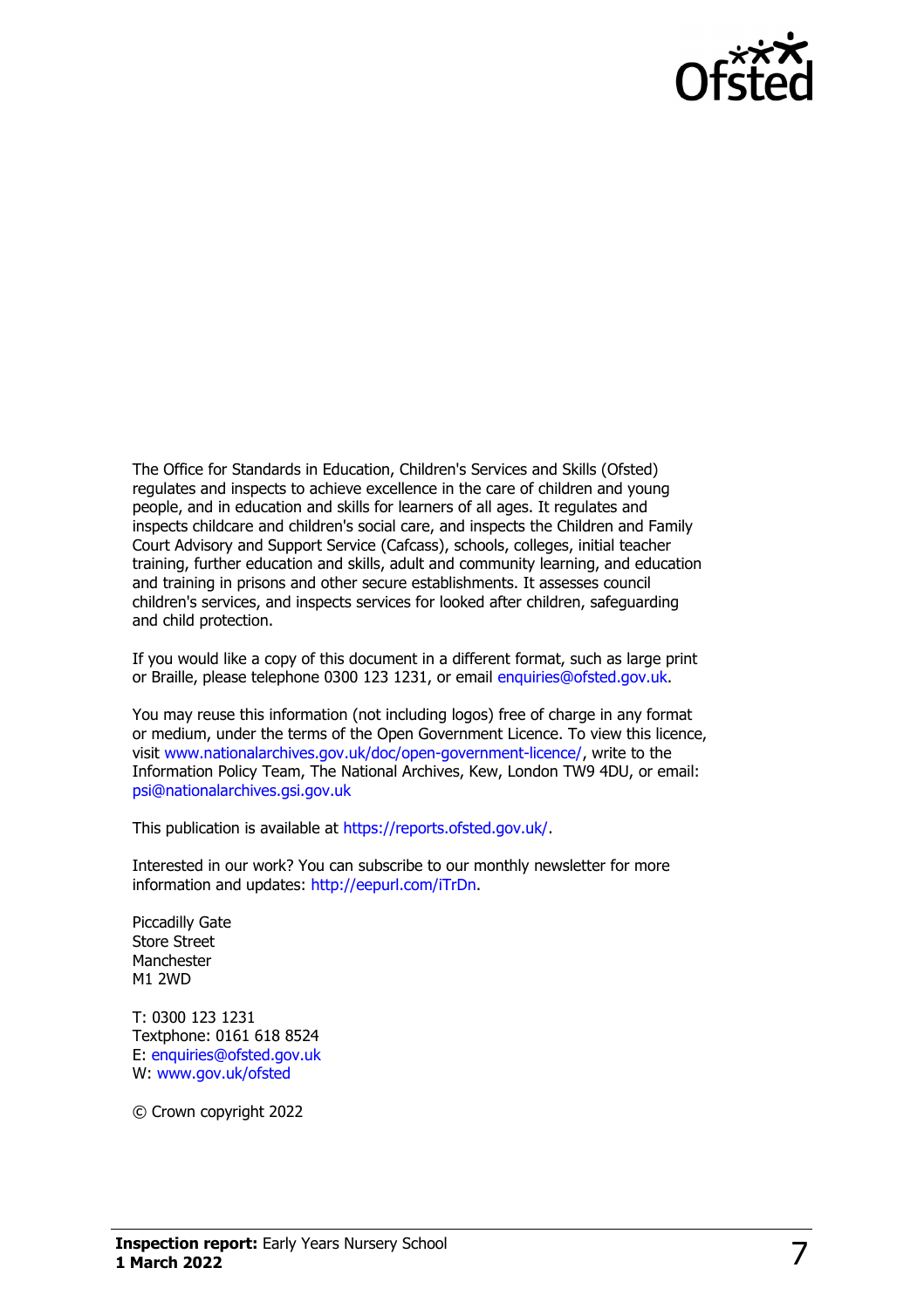The Office for Standards in Education, Children's Services and Skills (Ofsted) regulates and inspects to achieve excellence in the care of children and young people, and in education and skills for learners of all ages. It regulates and inspects childcare and children's social care, and inspects the Children and Family Court Advisory and Support Service (Cafcass), schools, colleges, initial teacher training, further education and skills, adult and community learning, and education and training in prisons and other secure establishments. It assesses council children's services, and inspects services for looked after children, safeguarding and child protection.

If you would like a copy of this document in a different format, such as large print or Braille, please telephone 0300 123 1231, or email enquiries@ofsted.gov.uk.

You may reuse this information (not including logos) free of charge in any format or medium, under the terms of the Open Government Licence. To view this licence, visit www.nationalarchives.gov.uk/doc/open-government-licence/, write to the Information Policy Team, The National Archives, Kew, London TW9 4DU, or email: psi@nationalarchives.gsi.gov.uk

This publication is available at https://reports.ofsted.gov.uk/.

Interested in our work? You can subscribe to our monthly newsletter for more information and updates: http://eepurl.com/iTrDn.

Piccadilly Gate
Store Street
Manchester
M1 2WD

T: 0300 123 1231
Textphone: 0161 618 8524
E: enquiries@ofsted.gov.uk
W: www.gov.uk/ofsted

© Crown copyright 2022